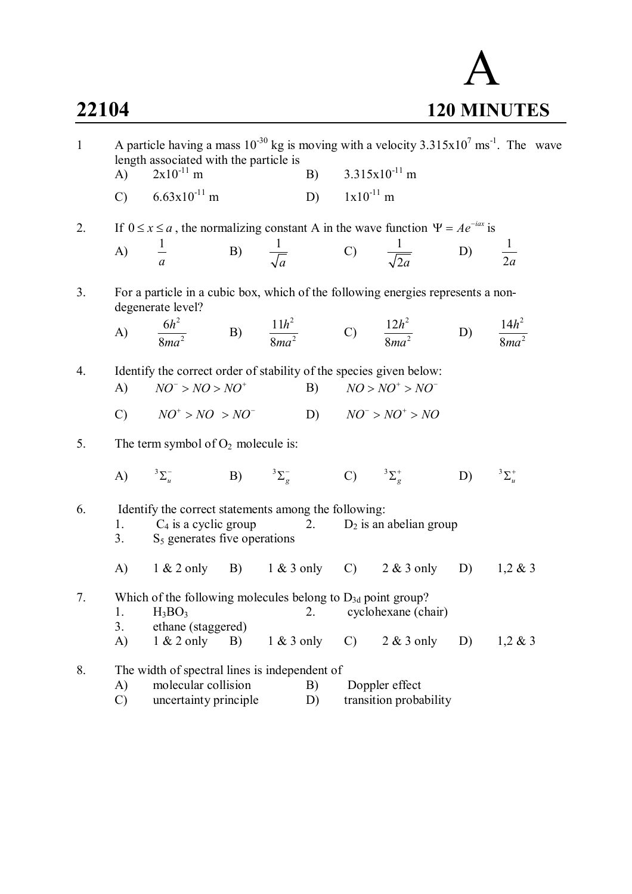# A

## 22104 — 120 MINUTES

1. A particle having a mass $10^{-30}$ kg is moving with a velocity $3.315 \times 10^{7}$ ms$^{-1}$. The wave length associated with the particle is

   A) $2 \times 10^{-11}$ m  B) $3.315 \times 10^{-11}$ m

   C) $6.63 \times 10^{-11}$ m  D) $1 \times 10^{-11}$ m

2. If $0 \le x \le a$, the normalizing constant A in the wave function $\Psi = Ae^{-iax}$ is

   A) $\frac{1}{a}$  B) $\frac{1}{\sqrt{a}}$  C) $\frac{1}{\sqrt{2a}}$  D) $\frac{1}{2a}$

3. For a particle in a cubic box, which of the following energies represents a non-degenerate level?

   A) $\frac{6h^2}{8ma^2}$  B) $\frac{11h^2}{8ma^2}$  C) $\frac{12h^2}{8ma^2}$  D) $\frac{14h^2}{8ma^2}$

4. Identify the correct order of stability of the species given below:

   A) $NO^- > NO > NO^+$  B) $NO > NO^+ > NO^-$

   C) $NO^+ > NO > NO^-$  D) $NO^- > NO^+ > NO$

5. The term symbol of $O_2$ molecule is:

   A) ${}^3\Sigma_u^-$  B) ${}^3\Sigma_g^-$  C) ${}^3\Sigma_g^+$  D) ${}^3\Sigma_u^+$

6. Identify the correct statements among the following:

   1. $C_4$ is a cyclic group
   2. $D_2$ is an abelian group
   3. $S_5$ generates five operations

   A) 1 & 2 only  B) 1 & 3 only  C) 2 & 3 only  D) 1,2 & 3

7. Which of the following molecules belong to $D_{3d}$ point group?

   1. $H_3BO_3$
   2. cyclohexane (chair)
   3. ethane (staggered)

   A) 1 & 2 only  B) 1 & 3 only  C) 2 & 3 only  D) 1,2 & 3

8. The width of spectral lines is independent of

   A) molecular collision  B) Doppler effect

   C) uncertainty principle  D) transition probability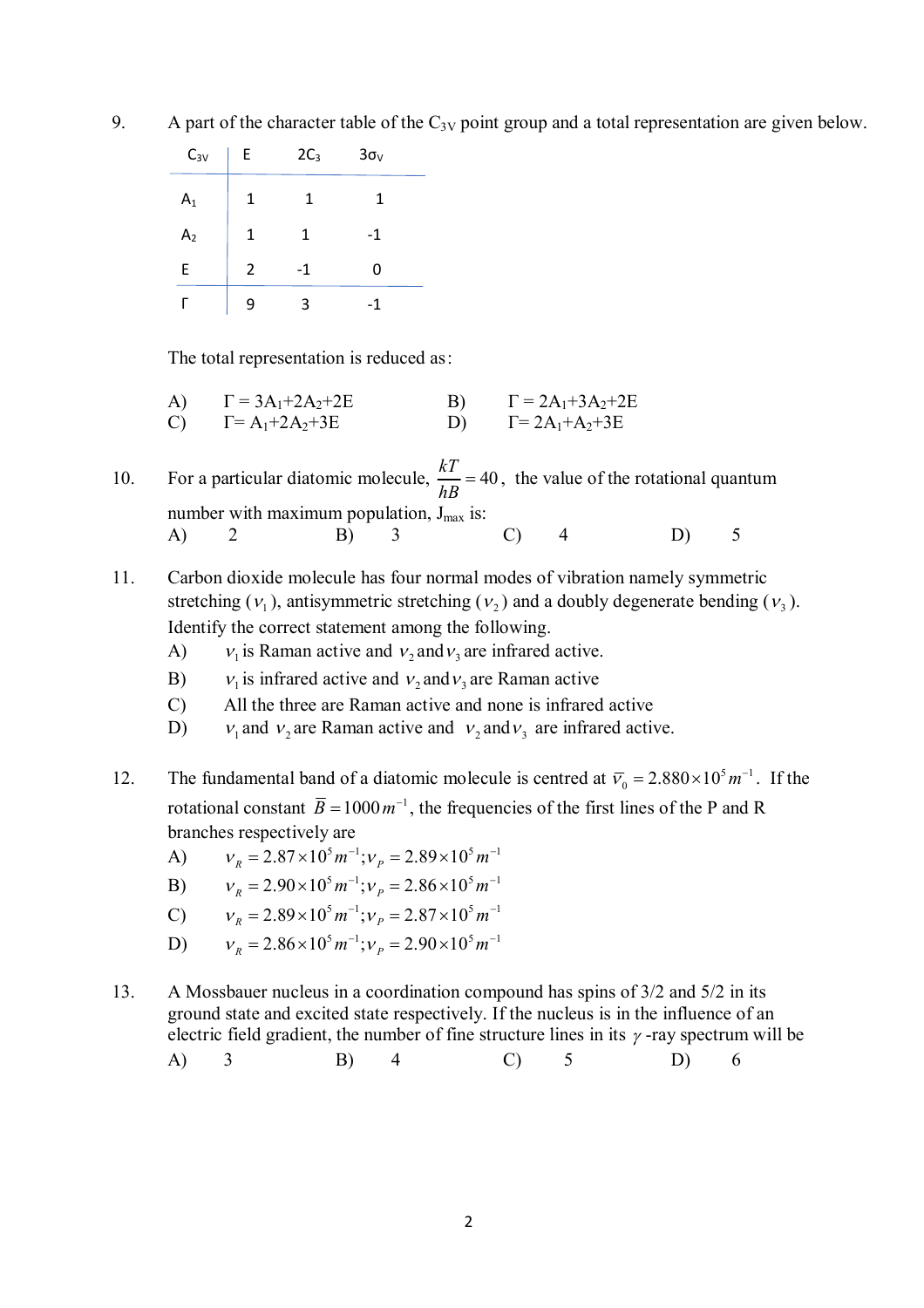9. A part of the character table of the $C_{3V}$ point group and a total representation are given below.

| $C_{3V}$ | E | $2C_3$ | $3\sigma_V$ |
|---|---|---|---|
| $A_1$ | 1 | 1 | 1 |
| $A_2$ | 1 | 1 | -1 |
| E | 2 | -1 | 0 |
| Γ | 9 | 3 | -1 |

The total representation is reduced as:

A) $\Gamma = 3A_1+2A_2+2E$ B) $\Gamma = 2A_1+3A_2+2E$
C) $\Gamma = A_1+2A_2+3E$ D) $\Gamma = 2A_1+A_2+3E$

10. For a particular diatomic molecule, $\dfrac{kT}{hB} = 40$, the value of the rotational quantum number with maximum population, $J_{max}$ is:
A) 2 B) 3 C) 4 D) 5

11. Carbon dioxide molecule has four normal modes of vibration namely symmetric stretching ($v_1$), antisymmetric stretching ($v_2$) and a doubly degenerate bending ($v_3$). Identify the correct statement among the following.
A) $v_1$ is Raman active and $v_2$ and $v_3$ are infrared active.
B) $v_1$ is infrared active and $v_2$ and $v_3$ are Raman active
C) All the three are Raman active and none is infrared active
D) $v_1$ and $v_2$ are Raman active and $v_2$ and $v_3$ are infrared active.

12. The fundamental band of a diatomic molecule is centred at $\overline{v}_0 = 2.880\times10^5\,m^{-1}$. If the rotational constant $\overline{B} = 1000\,m^{-1}$, the frequencies of the first lines of the P and R branches respectively are
A) $v_R = 2.87\times10^5\,m^{-1}; v_P = 2.89\times10^5\,m^{-1}$
B) $v_R = 2.90\times10^5\,m^{-1}; v_P = 2.86\times10^5\,m^{-1}$
C) $v_R = 2.89\times10^5\,m^{-1}; v_P = 2.87\times10^5\,m^{-1}$
D) $v_R = 2.86\times10^5\,m^{-1}; v_P = 2.90\times10^5\,m^{-1}$

13. A Mossbauer nucleus in a coordination compound has spins of 3/2 and 5/2 in its ground state and excited state respectively. If the nucleus is in the influence of an electric field gradient, the number of fine structure lines in its $\gamma$-ray spectrum will be
A) 3 B) 4 C) 5 D) 6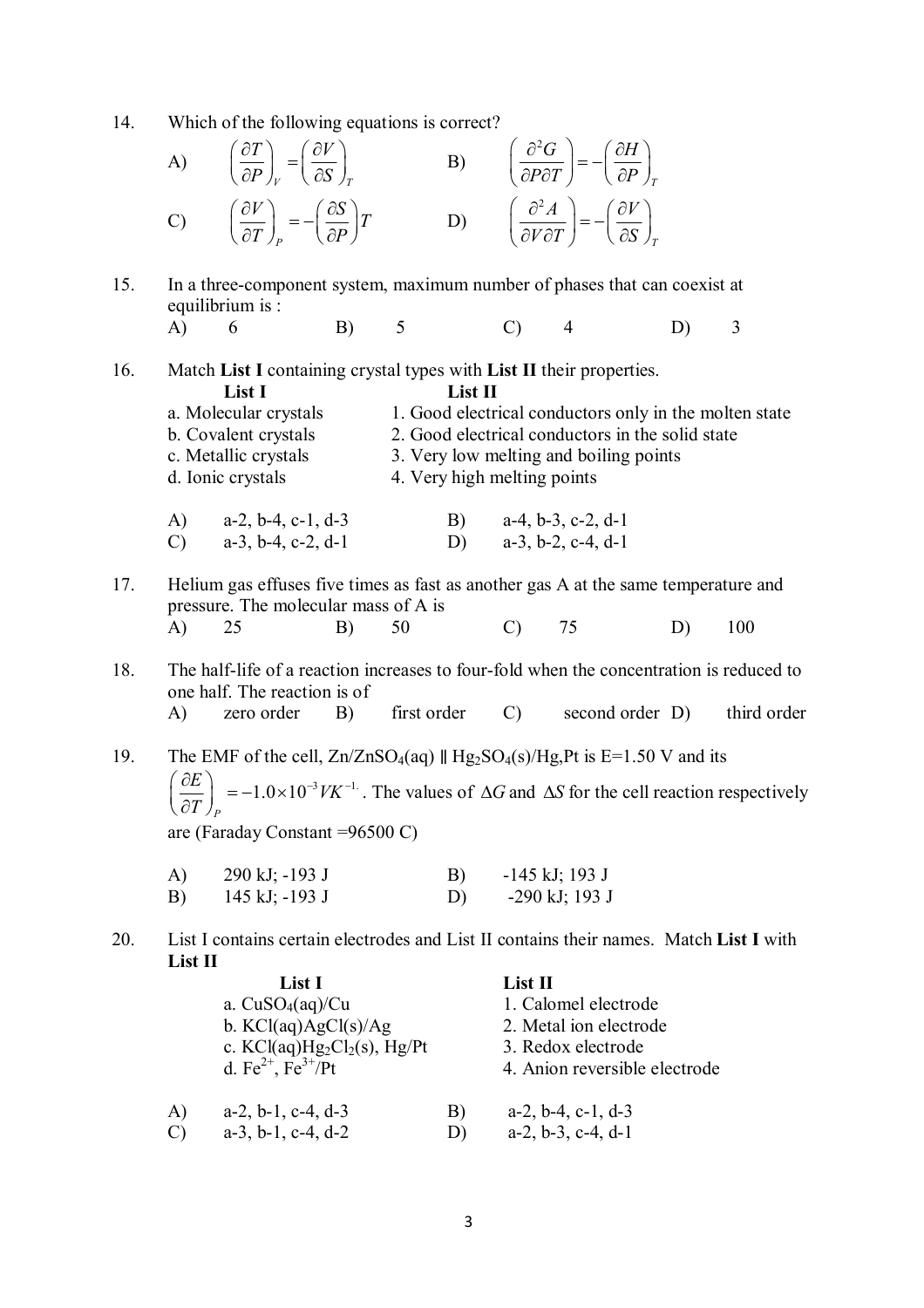14. Which of the following equations is correct?

A) $\left(\frac{\partial T}{\partial P}\right)_V = \left(\frac{\partial V}{\partial S}\right)_T$  B) $\left(\frac{\partial^2 G}{\partial P \partial T}\right) = -\left(\frac{\partial H}{\partial P}\right)_T$

C) $\left(\frac{\partial V}{\partial T}\right)_P = -\left(\frac{\partial S}{\partial P}\right)T$  D) $\left(\frac{\partial^2 A}{\partial V \partial T}\right) = -\left(\frac{\partial V}{\partial S}\right)_T$

15. In a three-component system, maximum number of phases that can coexist at equilibrium is :

A) 6  B) 5  C) 4  D) 3

16. Match **List I** containing crystal types with **List II** their properties.

| List I | List II |
|---|---|
| a. Molecular crystals | 1. Good electrical conductors only in the molten state |
| b. Covalent crystals | 2. Good electrical conductors in the solid state |
| c. Metallic crystals | 3. Very low melting and boiling points |
| d. Ionic crystals | 4. Very high melting points |

A) a-2, b-4, c-1, d-3  B) a-4, b-3, c-2, d-1
C) a-3, b-4, c-2, d-1  D) a-3, b-2, c-4, d-1

17. Helium gas effuses five times as fast as another gas A at the same temperature and pressure. The molecular mass of A is

A) 25  B) 50  C) 75  D) 100

18. The half-life of a reaction increases to four-fold when the concentration is reduced to one half. The reaction is of

A) zero order  B) first order  C) second order  D) third order

19. The EMF of the cell, $Zn/ZnSO_4(aq) \parallel Hg_2SO_4(s)/Hg,Pt$ is E=1.50 V and its $\left(\frac{\partial E}{\partial T}\right)_P = -1.0\times10^{-3} VK^{-1.}$. The values of $\Delta G$ and $\Delta S$ for the cell reaction respectively are (Faraday Constant =96500 C)

A) 290 kJ; -193 J  B) -145 kJ; 193 J
B) 145 kJ; -193 J  D) -290 kJ; 193 J

20. List I contains certain electrodes and List II contains their names. Match **List I** with **List II**

| List I | List II |
|---|---|
| a. $CuSO_4(aq)/Cu$ | 1. Calomel electrode |
| b. $KCl(aq)AgCl(s)/Ag$ | 2. Metal ion electrode |
| c. $KCl(aq)Hg_2Cl_2(s)$, Hg/Pt | 3. Redox electrode |
| d. $Fe^{2+}$, $Fe^{3+}$/Pt | 4. Anion reversible electrode |

A) a-2, b-1, c-4, d-3  B) a-2, b-4, c-1, d-3
C) a-3, b-1, c-4, d-2  D) a-2, b-3, c-4, d-1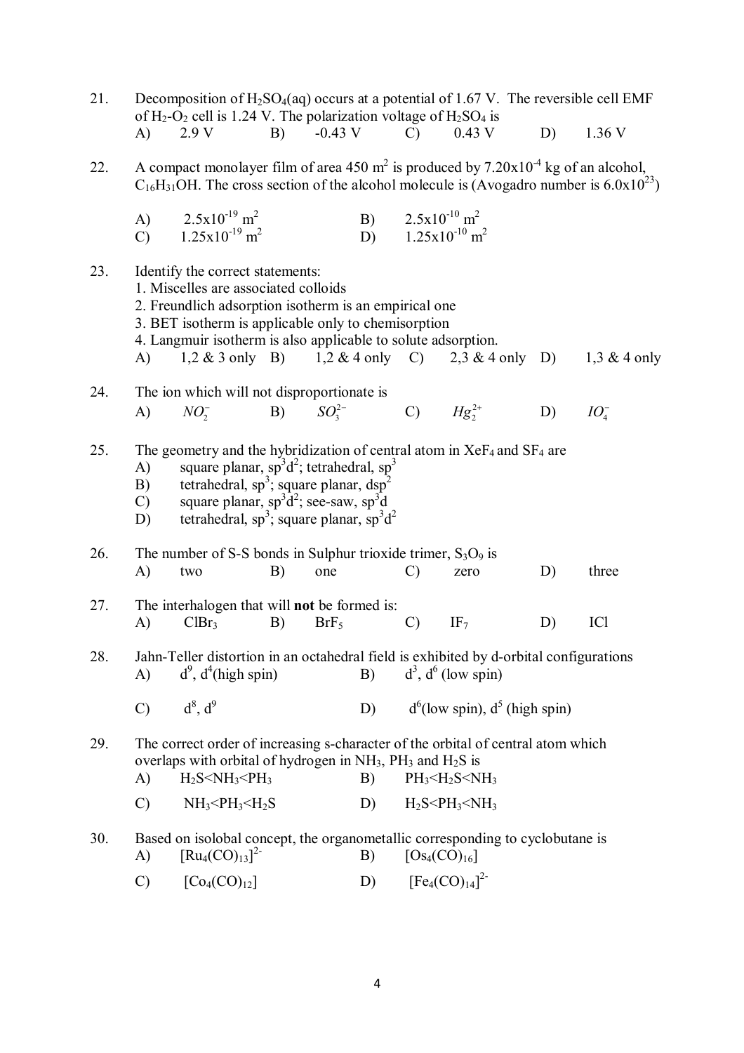21. Decomposition of $H_2SO_4$(aq) occurs at a potential of 1.67 V. The reversible cell EMF of $H_2$-$O_2$ cell is 1.24 V. The polarization voltage of $H_2SO_4$ is

A) 2.9 V B) -0.43 V C) 0.43 V D) 1.36 V

22. A compact monolayer film of area 450 $m^2$ is produced by $7.20 \times 10^{-4}$ kg of an alcohol, $C_{16}H_{31}OH$. The cross section of the alcohol molecule is (Avogadro number is $6.0 \times 10^{23}$)

A) $2.5 \times 10^{-19}$ $m^2$ B) $2.5 \times 10^{-10}$ $m^2$
C) $1.25 \times 10^{-19}$ $m^2$ D) $1.25 \times 10^{-10}$ $m^2$

23. Identify the correct statements:
1. Miscelles are associated colloids
2. Freundlich adsorption isotherm is an empirical one
3. BET isotherm is applicable only to chemisorption
4. Langmuir isotherm is also applicable to solute adsorption.

A) 1,2 & 3 only B) 1,2 & 4 only C) 2,3 & 4 only D) 1,3 & 4 only

24. The ion which will not disproportionate is

A) $NO_2^-$ B) $SO_3^{2-}$ C) $Hg_2^{2+}$ D) $IO_4^-$

25. The geometry and the hybridization of central atom in $XeF_4$ and $SF_4$ are

A) square planar, $sp^3d^2$; tetrahedral, $sp^3$
B) tetrahedral, $sp^3$; square planar, $dsp^2$
C) square planar, $sp^3d^2$; see-saw, $sp^3d$
D) tetrahedral, $sp^3$; square planar, $sp^3d^2$

26. The number of S-S bonds in Sulphur trioxide trimer, $S_3O_9$ is

A) two B) one C) zero D) three

27. The interhalogen that will **not** be formed is:

A) $ClBr_3$ B) $BrF_5$ C) $IF_7$ D) ICl

28. Jahn-Teller distortion in an octahedral field is exhibited by d-orbital configurations

A) $d^9$, $d^4$(high spin) B) $d^3$, $d^6$ (low spin)
C) $d^8$, $d^9$ D) $d^6$(low spin), $d^5$ (high spin)

29. The correct order of increasing s-character of the orbital of central atom which overlaps with orbital of hydrogen in $NH_3$, $PH_3$ and $H_2S$ is

A) $H_2S < NH_3 < PH_3$ B) $PH_3 < H_2S < NH_3$
C) $NH_3 < PH_3 < H_2S$ D) $H_2S < PH_3 < NH_3$

30. Based on isolobal concept, the organometallic corresponding to cyclobutane is

A) $[Ru_4(CO)_{13}]^{2-}$ B) $[Os_4(CO)_{16}]$
C) $[Co_4(CO)_{12}]$ D) $[Fe_4(CO)_{14}]^{2-}$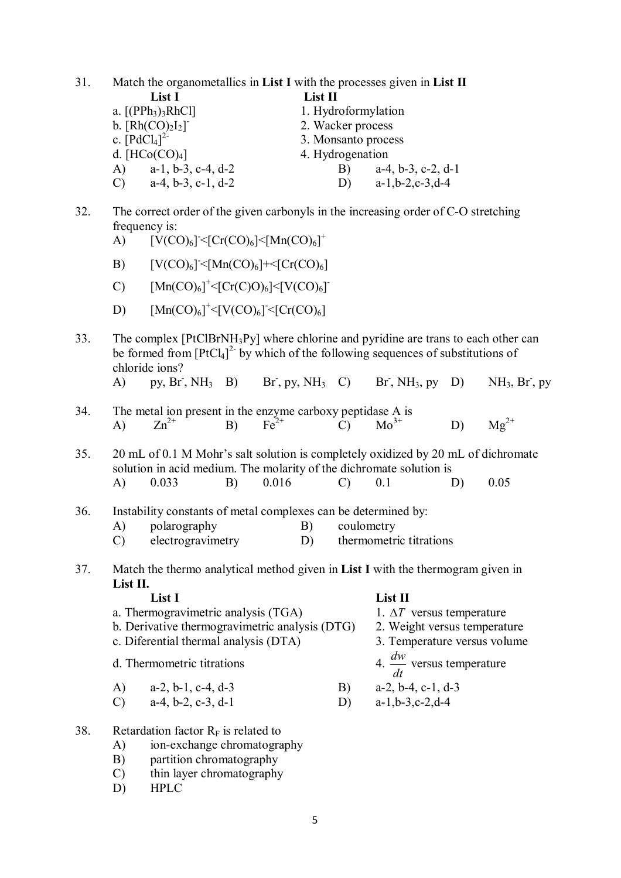31. Match the organometallics in **List I** with the processes given in **List II**

| List I | List II |
|---|---|
| a. $[(PPh_3)_3RhCl]$ | 1. Hydroformylation |
| b. $[Rh(CO)_2I_2]^-$ | 2. Wacker process |
| c. $[PdCl_4]^{2-}$ | 3. Monsanto process |
| d. $[HCo(CO)_4]$ | 4. Hydrogenation |

A) a-1, b-3, c-4, d-2 B) a-4, b-3, c-2, d-1
C) a-4, b-3, c-1, d-2 D) a-1,b-2,c-3,d-4

32. The correct order of the given carbonyls in the increasing order of C-O stretching frequency is:
A) $[V(CO)_6]^- < [Cr(CO)_6] < [Mn(CO)_6]^+$
B) $[V(CO)_6]^- < [Mn(CO)_6]^+ < [Cr(CO)_6]$
C) $[Mn(CO)_6]^+ < [Cr(C)O)_6] < [V(CO)_6]^-$
D) $[Mn(CO)_6]^+ < [V(CO)_6]^- < [Cr(CO)_6]$

33. The complex $[PtClBrNH_3Py]$ where chlorine and pyridine are trans to each other can be formed from $[PtCl_4]^{2-}$ by which of the following sequences of substitutions of chloride ions?
A) py, $Br^-$, $NH_3$ B) $Br^-$, py, $NH_3$ C) $Br^-$, $NH_3$, py D) $NH_3$, $Br^-$, py

34. The metal ion present in the enzyme carboxy peptidase A is
A) $Zn^{2+}$ B) $Fe^{2+}$ C) $Mo^{3+}$ D) $Mg^{2+}$

35. 20 mL of 0.1 M Mohr's salt solution is completely oxidized by 20 mL of dichromate solution in acid medium. The molarity of the dichromate solution is
A) 0.033 B) 0.016 C) 0.1 D) 0.05

36. Instability constants of metal complexes can be determined by:
A) polarography B) coulometry
C) electrogravimetry D) thermometric titrations

37. Match the thermo analytical method given in **List I** with the thermogram given in **List II.**

| List I | List II |
|---|---|
| a. Thermogravimetric analysis (TGA) | 1. $\Delta T$ versus temperature |
| b. Derivative thermogravimetric analysis (DTG) | 2. Weight versus temperature |
| c. Diferential thermal analysis (DTA) | 3. Temperature versus volume |
| d. Thermometric titrations | 4. $\frac{dw}{dt}$ versus temperature |

A) a-2, b-1, c-4, d-3 B) a-2, b-4, c-1, d-3
C) a-4, b-2, c-3, d-1 D) a-1,b-3,c-2,d-4

38. Retardation factor $R_F$ is related to
A) ion-exchange chromatography
B) partition chromatography
C) thin layer chromatography
D) HPLC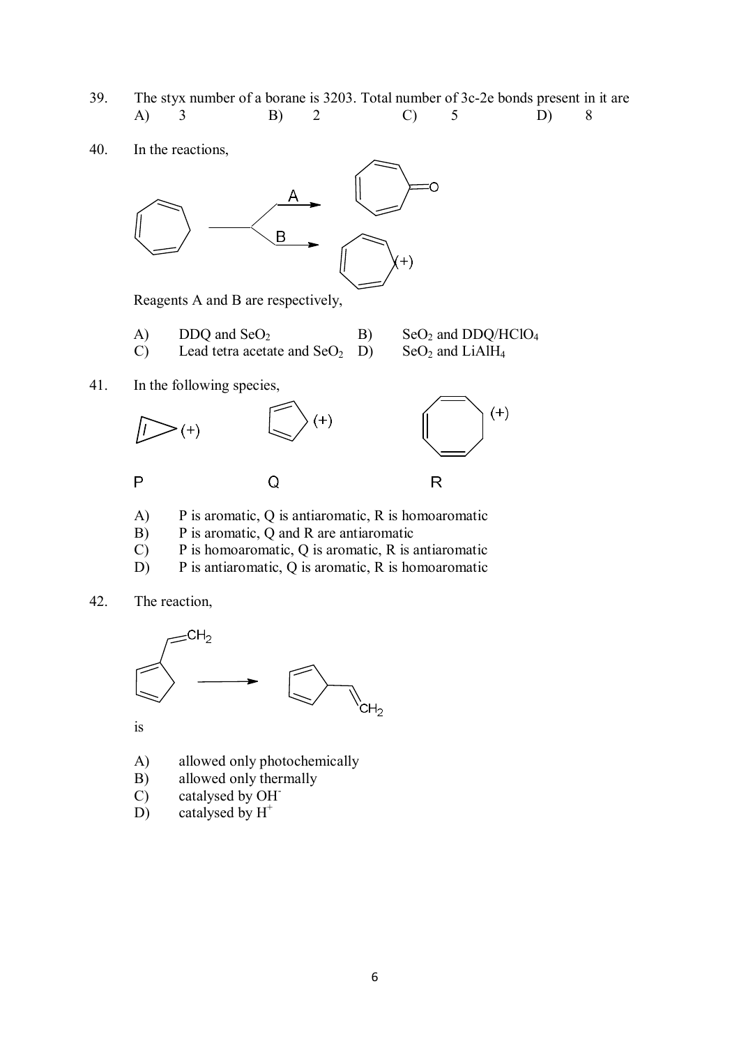39. The styx number of a borane is 3203. Total number of 3c-2e bonds present in it are

A) 3 B) 2 C) 5 D) 8

40. In the reactions,

A B

Reagents A and B are respectively,

A) DDQ and $SeO_2$
B) $SeO_2$ and DDQ/$HClO_4$
C) Lead tetra acetate and $SeO_2$
D) $SeO_2$ and $LiAlH_4$

41. In the following species,

(+) (+) (+)

P Q R

A) P is aromatic, Q is antiaromatic, R is homoaromatic
B) P is aromatic, Q and R are antiaromatic
C) P is homoaromatic, Q is aromatic, R is antiaromatic
D) P is antiaromatic, Q is aromatic, R is homoaromatic

42. The reaction,

$CH_2$ $CH_2$

is

A) allowed only photochemically
B) allowed only thermally
C) catalysed by $OH^-$
D) catalysed by $H^+$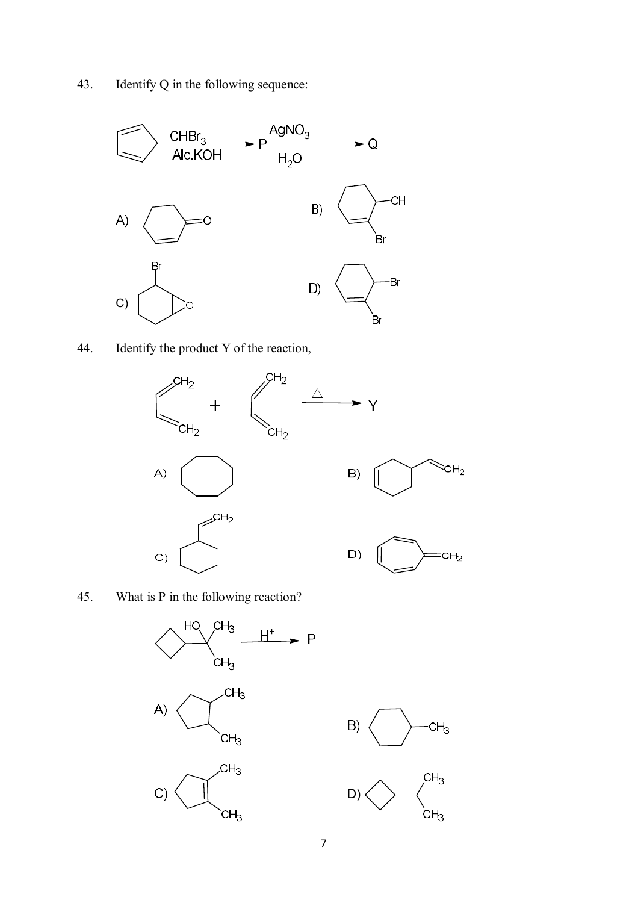43. Identify Q in the following sequence:

$$\text{Cyclopentadiene} \xrightarrow[\text{Alc.KOH}]{CHBr_3} P \xrightarrow[H_2O]{AgNO_3} Q$$

A) 

B) 

C) 

D) 

44. Identify the product Y of the reaction,

$$CH_2=CH-CH=CH_2 + CH_2=CH-CH=CH_2 \xrightarrow{\Delta} Y$$

A) 

B) 

C) 

D) 

45. What is P in the following reaction?

$$\xrightarrow{H^+} P$$

A) 

B) 

C) 

D)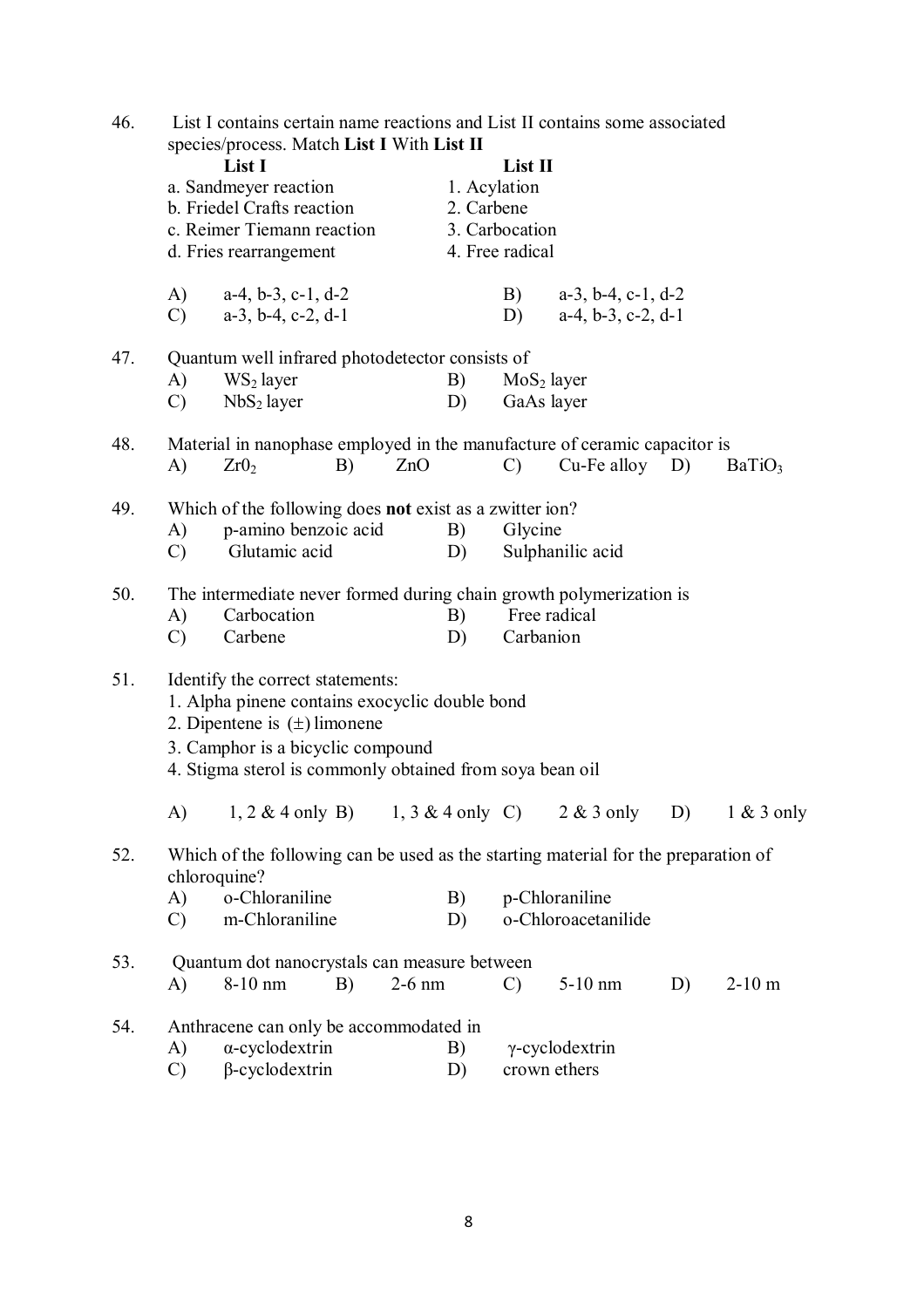46. List I contains certain name reactions and List II contains some associated species/process. Match **List I** With **List II**

| List I | List II |
|---|---|
| a. Sandmeyer reaction | 1. Acylation |
| b. Friedel Crafts reaction | 2. Carbene |
| c. Reimer Tiemann reaction | 3. Carbocation |
| d. Fries rearrangement | 4. Free radical |

A) a-4, b-3, c-1, d-2 B) a-3, b-4, c-1, d-2
C) a-3, b-4, c-2, d-1 D) a-4, b-3, c-2, d-1

47. Quantum well infrared photodetector consists of
A) $WS_2$ layer B) $MoS_2$ layer
C) $NbS_2$ layer D) GaAs layer

48. Material in nanophase employed in the manufacture of ceramic capacitor is
A) $Zr0_2$ B) ZnO C) Cu-Fe alloy D) $BaTiO_3$

49. Which of the following does **not** exist as a zwitter ion?
A) p-amino benzoic acid B) Glycine
C) Glutamic acid D) Sulphanilic acid

50. The intermediate never formed during chain growth polymerization is
A) Carbocation B) Free radical
C) Carbene D) Carbanion

51. Identify the correct statements:
1. Alpha pinene contains exocyclic double bond
2. Dipentene is $(\pm)$ limonene
3. Camphor is a bicyclic compound
4. Stigma sterol is commonly obtained from soya bean oil

A) 1, 2 & 4 only B) 1, 3 & 4 only C) 2 & 3 only D) 1 & 3 only

52. Which of the following can be used as the starting material for the preparation of chloroquine?
A) o-Chloraniline B) p-Chloraniline
C) m-Chloraniline D) o-Chloroacetanilide

53. Quantum dot nanocrystals can measure between
A) 8-10 nm B) 2-6 nm C) 5-10 nm D) 2-10 m

54. Anthracene can only be accommodated in
A) α-cyclodextrin B) γ-cyclodextrin
C) β-cyclodextrin D) crown ethers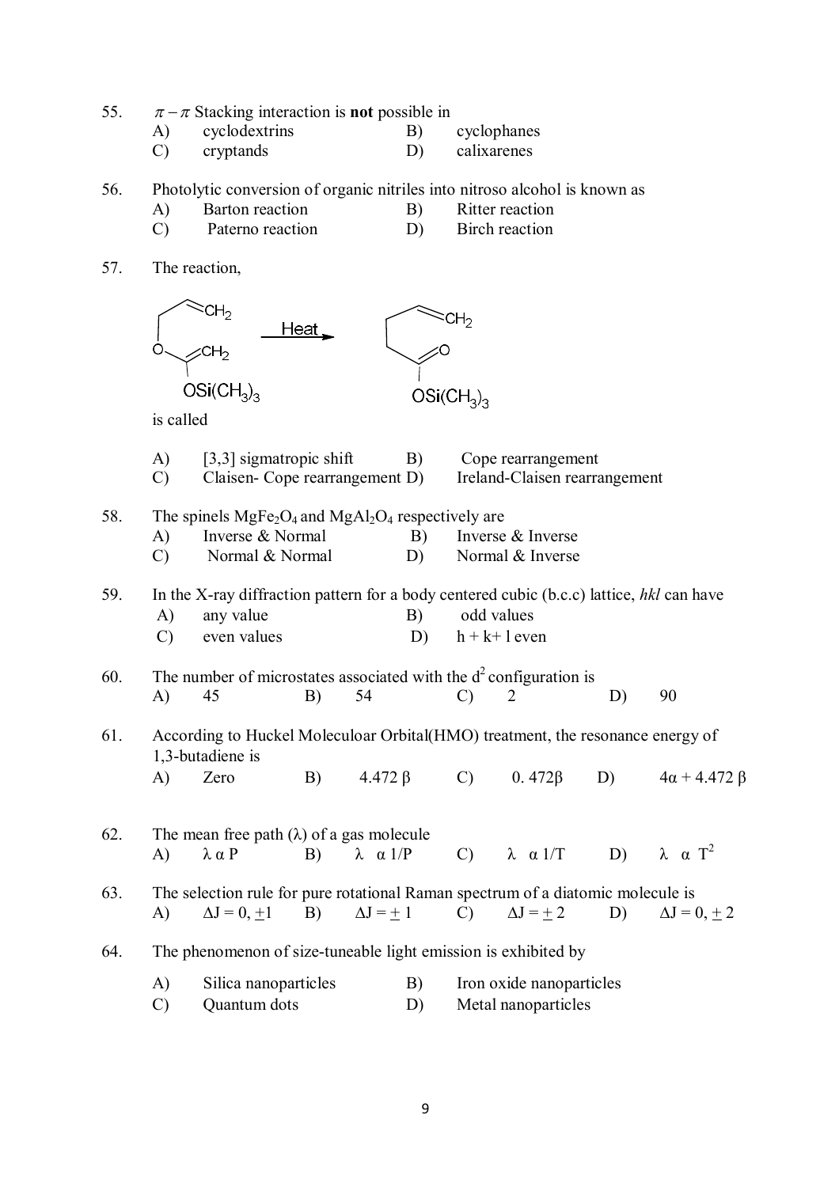55. $\pi - \pi$ Stacking interaction is **not** possible in

A) cyclodextrins B) cyclophanes
C) cryptands D) calixarenes

56. Photolytic conversion of organic nitriles into nitroso alcohol is known as

A) Barton reaction B) Ritter reaction
C) Paterno reaction D) Birch reaction

57. The reaction,

$$\text{CH}_2{=}\text{CH}{-}\text{CH}_2{-}\text{O}{-}\text{C}(\text{OSi(CH}_3)_3){=}\text{CH}_2 \xrightarrow{\text{Heat}} \text{CH}_2{=}\text{CH}{-}\text{CH}_2{-}\text{CH}_2{-}\text{C}({=}\text{O}){-}\text{OSi(CH}_3)_3$$

is called

A) [3,3] sigmatropic shift B) Cope rearrangement
C) Claisen- Cope rearrangement D) Ireland-Claisen rearrangement

58. The spinels $MgFe_2O_4$ and $MgAl_2O_4$ respectively are

A) Inverse & Normal B) Inverse & Inverse
C) Normal & Normal D) Normal & Inverse

59. In the X-ray diffraction pattern for a body centered cubic (b.c.c) lattice, *hkl* can have

A) any value B) odd values
C) even values D) h + k+ l even

60. The number of microstates associated with the $d^2$ configuration is

A) 45 B) 54 C) 2 D) 90

61. According to Huckel Moleculoar Orbital(HMO) treatment, the resonance energy of 1,3-butadiene is

A) Zero B) 4.472 β C) 0. 472β D) 4α + 4.472 β

62. The mean free path (λ) of a gas molecule

A) $\lambda \propto P$ B) $\lambda \propto 1/P$ C) $\lambda \propto 1/T$ D) $\lambda \propto T^2$

63. The selection rule for pure rotational Raman spectrum of a diatomic molecule is

A) $\Delta J = 0, \pm 1$ B) $\Delta J = \pm 1$ C) $\Delta J = \pm 2$ D) $\Delta J = 0, \pm 2$

64. The phenomenon of size-tuneable light emission is exhibited by

A) Silica nanoparticles B) Iron oxide nanoparticles
C) Quantum dots D) Metal nanoparticles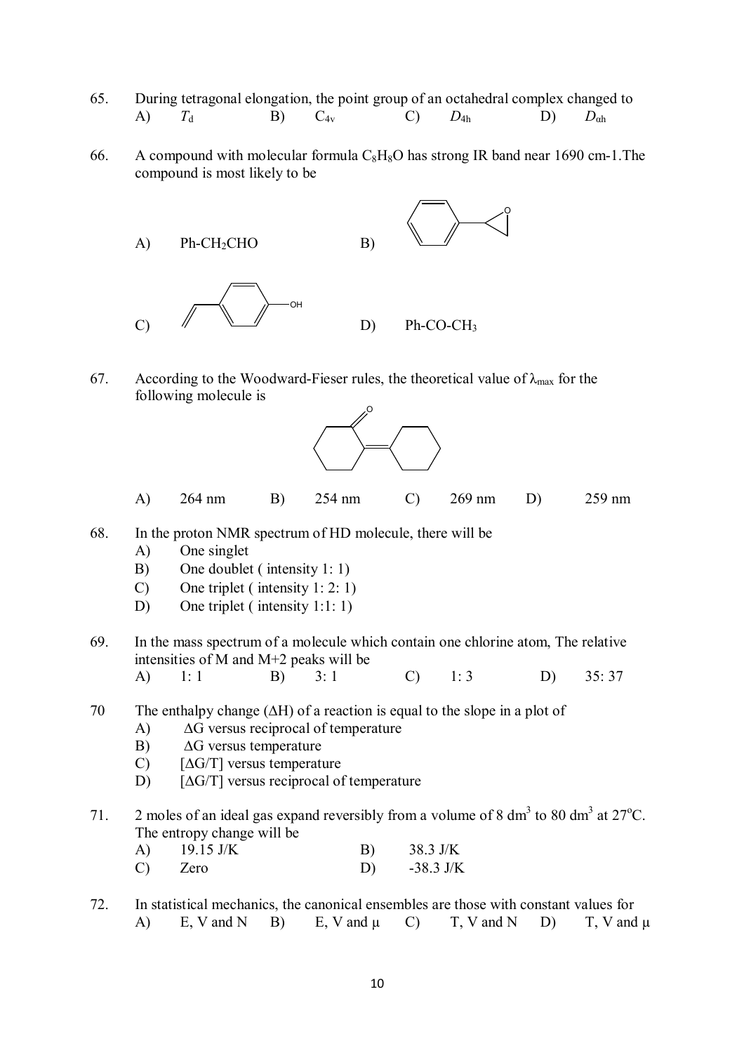65. During tetragonal elongation, the point group of an octahedral complex changed to

A) $T_d$  B) $C_{4v}$  C) $D_{4h}$  D) $D_{\alpha h}$

66. A compound with molecular formula $C_8H_8O$ has strong IR band near 1690 cm-1.The compound is most likely to be

A) Ph-$CH_2$CHO  B) (structure)

C) (structure)  D) Ph-CO-$CH_3$

67. According to the Woodward-Fieser rules, the theoretical value of $\lambda_{max}$ for the following molecule is

A) 264 nm  B) 254 nm  C) 269 nm  D) 259 nm

68. In the proton NMR spectrum of HD molecule, there will be

A) One singlet
B) One doublet ( intensity 1: 1)
C) One triplet ( intensity 1: 2: 1)
D) One triplet ( intensity 1:1: 1)

69. In the mass spectrum of a molecule which contain one chlorine atom, The relative intensities of M and M+2 peaks will be

A) 1: 1  B) 3: 1  C) 1: 3  D) 35: 37

70 The enthalpy change ($\Delta H$) of a reaction is equal to the slope in a plot of

A) $\Delta G$ versus reciprocal of temperature
B) $\Delta G$ versus temperature
C) [$\Delta G/T$] versus temperature
D) [$\Delta G/T$] versus reciprocal of temperature

71. 2 moles of an ideal gas expand reversibly from a volume of 8 $dm^3$ to 80 $dm^3$ at 27°C. The entropy change will be

A) 19.15 J/K  B) 38.3 J/K
C) Zero  D) -38.3 J/K

72. In statistical mechanics, the canonical ensembles are those with constant values for

A) E, V and N  B) E, V and $\mu$  C) T, V and N  D) T, V and $\mu$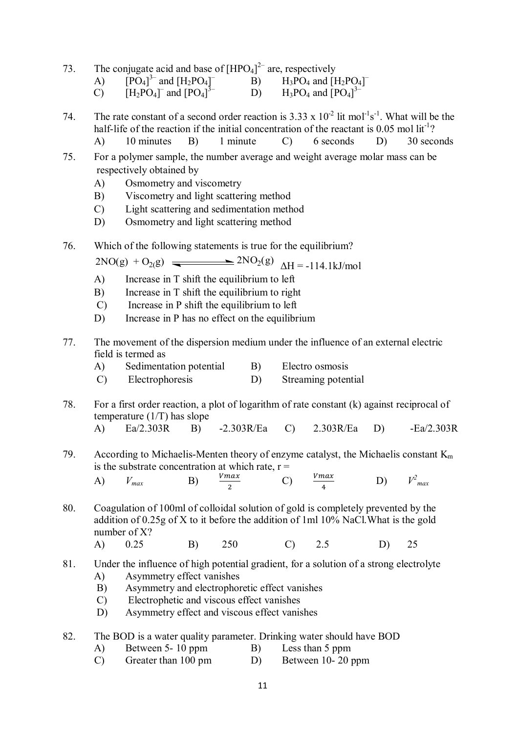73. The conjugate acid and base of $[HPO_4]^{2-}$ are, respectively

    A) $[PO_4]^{3-}$ and $[H_2PO_4]^{-}$  B) $H_3PO_4$ and $[H_2PO_4]^{-}$

    C) $[H_2PO_4]^{-}$ and $[PO_4]^{3-}$  D) $H_3PO_4$ and $[PO_4]^{3-}$

74. The rate constant of a second order reaction is $3.33 \times 10^{-2}$ lit $mol^{-1}s^{-1}$. What will be the half-life of the reaction if the initial concentration of the reactant is 0.05 mol $lit^{-1}$?

    A) 10 minutes  B) 1 minute  C) 6 seconds  D) 30 seconds

75. For a polymer sample, the number average and weight average molar mass can be respectively obtained by

    A) Osmometry and viscometry
    B) Viscometry and light scattering method
    C) Light scattering and sedimentation method
    D) Osmometry and light scattering method

76. Which of the following statements is true for the equilibrium?

    $2NO(g) + O_{2}(g) \rightleftharpoons 2NO_2(g)$  $\Delta H = -114.1 kJ/mol$

    A) Increase in T shift the equilibrium to left
    B) Increase in T shift the equilibrium to right
    C) Increase in P shift the equilibrium to left
    D) Increase in P has no effect on the equilibrium

77. The movement of the dispersion medium under the influence of an external electric field is termed as

    A) Sedimentation potential  B) Electro osmosis

    C) Electrophoresis  D) Streaming potential

78. For a first order reaction, a plot of logarithm of rate constant (k) against reciprocal of temperature (1/T) has slope

    A) Ea/2.303R  B) -2.303R/Ea  C) 2.303R/Ea  D) -Ea/2.303R

79. According to Michaelis-Menten theory of enzyme catalyst, the Michaelis constant $K_m$ is the substrate concentration at which rate, r =

    A) $V_{max}$  B) $\frac{Vmax}{2}$  C) $\frac{Vmax}{4}$  D) $V^2_{max}$

80. Coagulation of 100ml of colloidal solution of gold is completely prevented by the addition of 0.25g of X to it before the addition of 1ml 10% NaCl. What is the gold number of X?

    A) 0.25  B) 250  C) 2.5  D) 25

81. Under the influence of high potential gradient, for a solution of a strong electrolyte

    A) Asymmetry effect vanishes
    B) Asymmetry and electrophoretic effect vanishes
    C) Electrophetic and viscous effect vanishes
    D) Asymmetry effect and viscous effect vanishes

82. The BOD is a water quality parameter. Drinking water should have BOD

    A) Between 5- 10 ppm  B) Less than 5 ppm

    C) Greater than 100 pm  D) Between 10- 20 ppm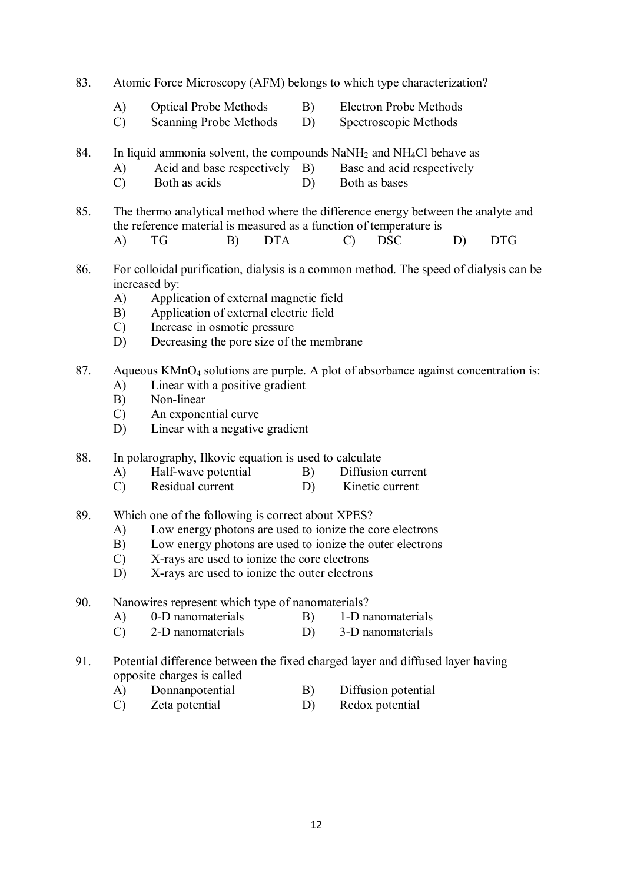83. Atomic Force Microscopy (AFM) belongs to which type characterization?

    A) Optical Probe Methods
    B) Electron Probe Methods
    C) Scanning Probe Methods
    D) Spectroscopic Methods

84. In liquid ammonia solvent, the compounds $NaNH_2$ and $NH_4Cl$ behave as

    A) Acid and base respectively
    B) Base and acid respectively
    C) Both as acids
    D) Both as bases

85. The thermo analytical method where the difference energy between the analyte and the reference material is measured as a function of temperature is

    A) TG
    B) DTA
    C) DSC
    D) DTG

86. For colloidal purification, dialysis is a common method. The speed of dialysis can be increased by:

    A) Application of external magnetic field
    B) Application of external electric field
    C) Increase in osmotic pressure
    D) Decreasing the pore size of the membrane

87. Aqueous $KMnO_4$ solutions are purple. A plot of absorbance against concentration is:

    A) Linear with a positive gradient
    B) Non-linear
    C) An exponential curve
    D) Linear with a negative gradient

88. In polarography, Ilkovic equation is used to calculate

    A) Half-wave potential
    B) Diffusion current
    C) Residual current
    D) Kinetic current

89. Which one of the following is correct about XPES?

    A) Low energy photons are used to ionize the core electrons
    B) Low energy photons are used to ionize the outer electrons
    C) X-rays are used to ionize the core electrons
    D) X-rays are used to ionize the outer electrons

90. Nanowires represent which type of nanomaterials?

    A) 0-D nanomaterials
    B) 1-D nanomaterials
    C) 2-D nanomaterials
    D) 3-D nanomaterials

91. Potential difference between the fixed charged layer and diffused layer having opposite charges is called

    A) Donnanpotential
    B) Diffusion potential
    C) Zeta potential
    D) Redox potential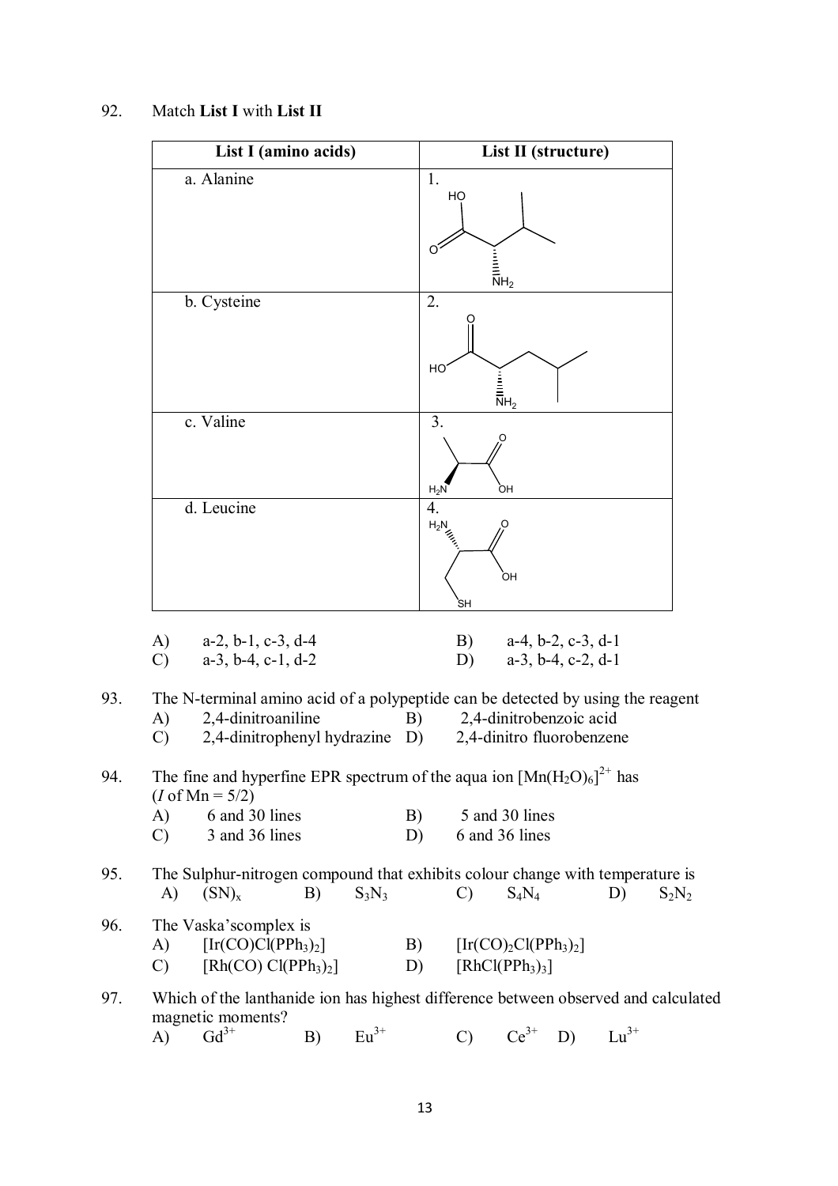92. Match **List I** with **List II**

| **List I (amino acids)** | **List II (structure)** |
|---|---|
| a. Alanine | 1. |
| b. Cysteine | 2. |
| c. Valine | 3. |
| d. Leucine | 4. |

A) a-2, b-1, c-3, d-4 B) a-4, b-2, c-3, d-1
C) a-3, b-4, c-1, d-2 D) a-3, b-4, c-2, d-1

93. The N-terminal amino acid of a polypeptide can be detected by using the reagent
A) 2,4-dinitroaniline B) 2,4-dinitrobenzoic acid
C) 2,4-dinitrophenyl hydrazine D) 2,4-dinitro fluorobenzene

94. The fine and hyperfine EPR spectrum of the aqua ion $[Mn(H_2O)_6]^{2+}$ has ($I$ of Mn = 5/2)
A) 6 and 30 lines B) 5 and 30 lines
C) 3 and 36 lines D) 6 and 36 lines

95. The Sulphur-nitrogen compound that exhibits colour change with temperature is
A) $(SN)_x$ B) $S_3N_3$ C) $S_4N_4$ D) $S_2N_2$

96. The Vaska'scomplex is
A) $[Ir(CO)Cl(PPh_3)_2]$ B) $[Ir(CO)_2Cl(PPh_3)_2]$
C) $[Rh(CO) Cl(PPh_3)_2]$ D) $[RhCl(PPh_3)_3]$

97. Which of the lanthanide ion has highest difference between observed and calculated magnetic moments?
A) $Gd^{3+}$ B) $Eu^{3+}$ C) $Ce^{3+}$ D) $Lu^{3+}$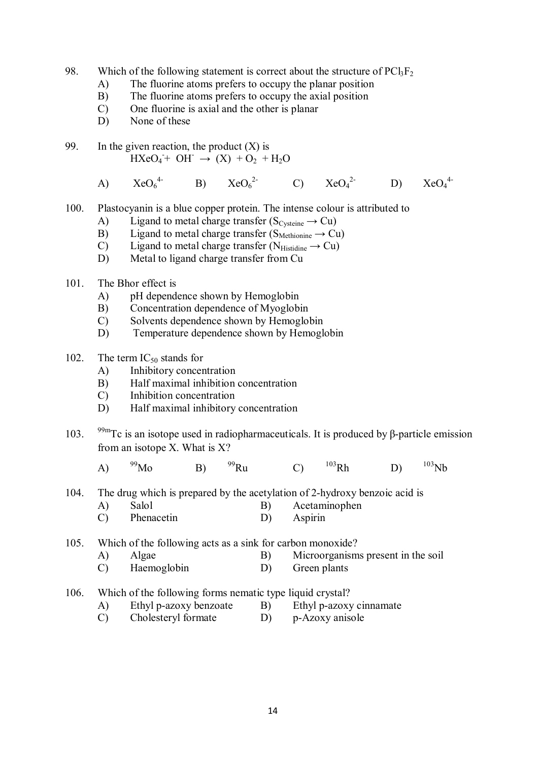98. Which of the following statement is correct about the structure of $PCl_3F_2$

A) The fluorine atoms prefers to occupy the planar position
B) The fluorine atoms prefers to occupy the axial position
C) One fluorine is axial and the other is planar
D) None of these

99. In the given reaction, the product (X) is

$$HXeO_4^- + OH^- \rightarrow (X) + O_2 + H_2O$$

A) $XeO_6^{4-}$ B) $XeO_6^{2-}$ C) $XeO_4^{2-}$ D) $XeO_4^{4-}$

100. Plastocyanin is a blue copper protein. The intense colour is attributed to

A) Ligand to metal charge transfer ($S_{Cysteine} \rightarrow Cu$)
B) Ligand to metal charge transfer ($S_{Methionine} \rightarrow Cu$)
C) Ligand to metal charge transfer ($N_{Histidine} \rightarrow Cu$)
D) Metal to ligand charge transfer from Cu

101. The Bhor effect is

A) pH dependence shown by Hemoglobin
B) Concentration dependence of Myoglobin
C) Solvents dependence shown by Hemoglobin
D) Temperature dependence shown by Hemoglobin

102. The term $IC_{50}$ stands for

A) Inhibitory concentration
B) Half maximal inhibition concentration
C) Inhibition concentration
D) Half maximal inhibitory concentration

103. $^{99m}Tc$ is an isotope used in radiopharmaceuticals. It is produced by β-particle emission from an isotope X. What is X?

A) $^{99}Mo$ B) $^{99}Ru$ C) $^{103}Rh$ D) $^{103}Nb$

104. The drug which is prepared by the acetylation of 2-hydroxy benzoic acid is

A) Salol
B) Acetaminophen
C) Phenacetin
D) Aspirin

105. Which of the following acts as a sink for carbon monoxide?

A) Algae
B) Microorganisms present in the soil
C) Haemoglobin
D) Green plants

106. Which of the following forms nematic type liquid crystal?

A) Ethyl p-azoxy benzoate
B) Ethyl p-azoxy cinnamate
C) Cholesteryl formate
D) p-Azoxy anisole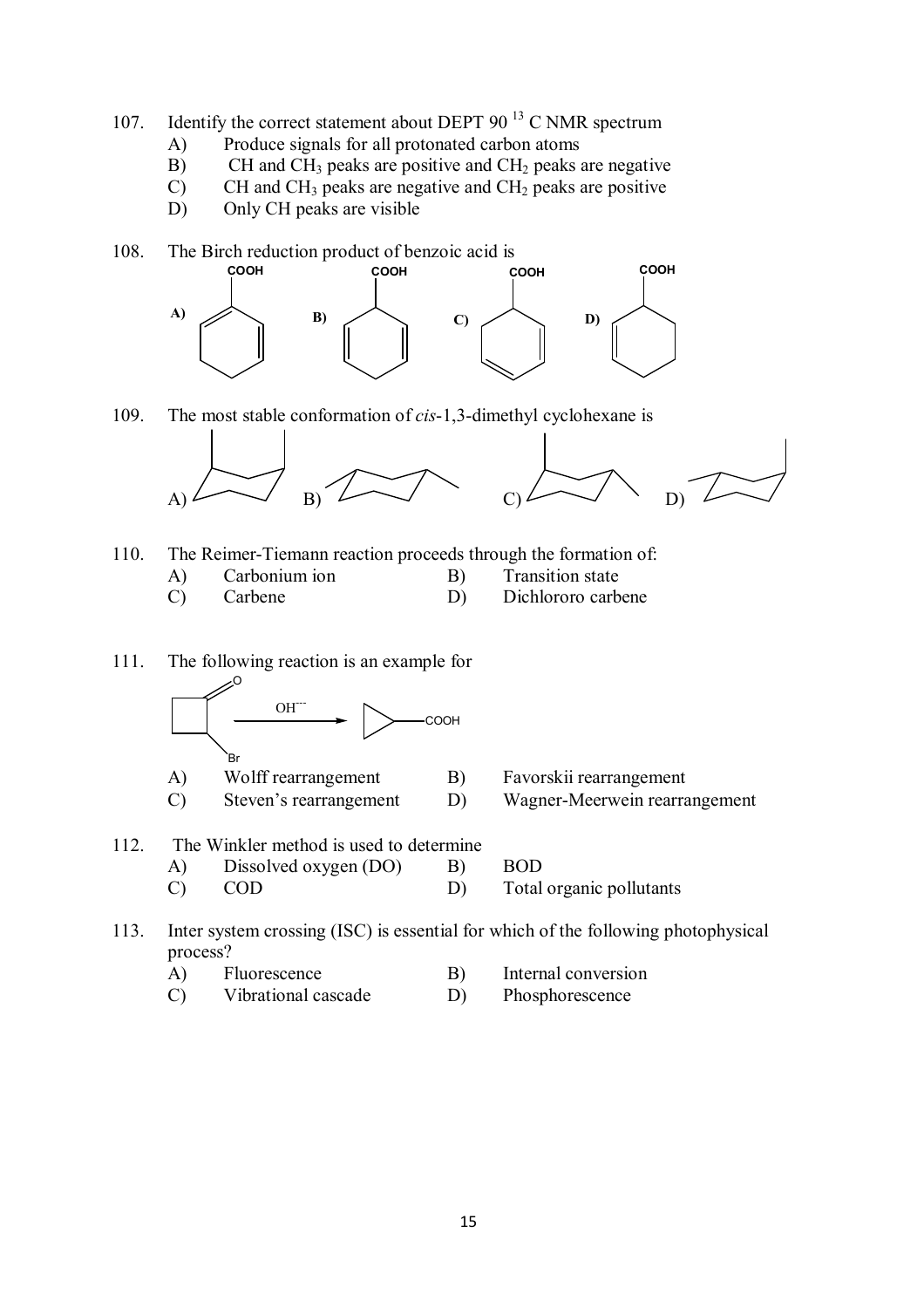107. Identify the correct statement about DEPT 90 $^{13}$C NMR spectrum

A) Produce signals for all protonated carbon atoms
B) CH and $CH_3$ peaks are positive and $CH_2$ peaks are negative
C) CH and $CH_3$ peaks are negative and $CH_2$ peaks are positive
D) Only CH peaks are visible

108. The Birch reduction product of benzoic acid is

A) COOH B) COOH C) COOH D) COOH

109. The most stable conformation of *cis*-1,3-dimethyl cyclohexane is

A) B) C) D)

110. The Reimer-Tiemann reaction proceeds through the formation of:

A) Carbonium ion
B) Transition state
C) Carbene
D) Dichlororo carbene

111. The following reaction is an example for

O, Br — $OH^-$ → COOH

A) Wolff rearrangement
B) Favorskii rearrangement
C) Steven's rearrangement
D) Wagner-Meerwein rearrangement

112. The Winkler method is used to determine

A) Dissolved oxygen (DO)
B) BOD
C) COD
D) Total organic pollutants

113. Inter system crossing (ISC) is essential for which of the following photophysical process?

A) Fluorescence
B) Internal conversion
C) Vibrational cascade
D) Phosphorescence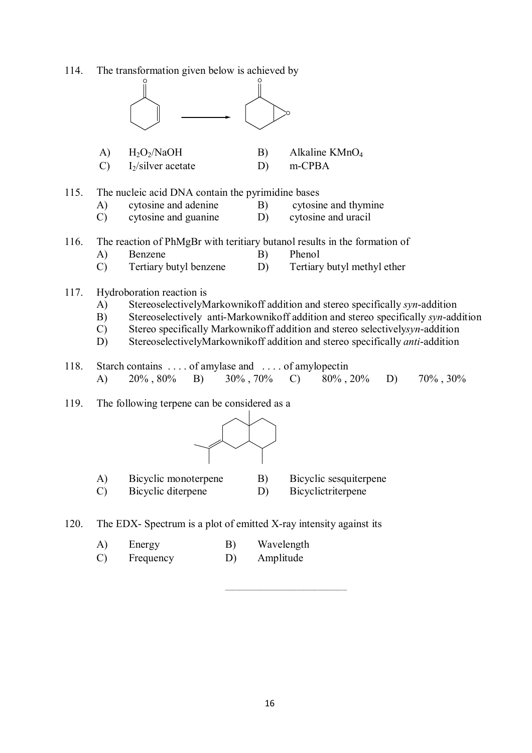114. The transformation given below is achieved by

A) $H_2O_2$/NaOH
B) Alkaline $KMnO_4$
C) $I_2$/silver acetate
D) m-CPBA

115. The nucleic acid DNA contain the pyrimidine bases

A) cytosine and adenine
B) cytosine and thymine
C) cytosine and guanine
D) cytosine and uracil

116. The reaction of PhMgBr with teritiary butanol results in the formation of

A) Benzene
B) Phenol
C) Tertiary butyl benzene
D) Tertiary butyl methyl ether

117. Hydroboration reaction is

A) StereoselectivelyMarkownikoff addition and stereo specifically *syn*-addition
B) Stereoselectively anti-Markownikoff addition and stereo specifically *syn*-addition
C) Stereo specifically Markownikoff addition and stereo selectively*syn*-addition
D) StereoselectivelyMarkownikoff addition and stereo specifically *anti*-addition

118. Starch contains .... of amylase and .... of amylopectin

A) 20% , 80%
B) 30% , 70%
C) 80% , 20%
D) 70% , 30%

119. The following terpene can be considered as a

A) Bicyclic monoterpene
B) Bicyclic sesquiterpene
C) Bicyclic diterpene
D) Bicyclictriterpene

120. The EDX- Spectrum is a plot of emitted X-ray intensity against its

A) Energy
B) Wavelength
C) Frequency
D) Amplitude